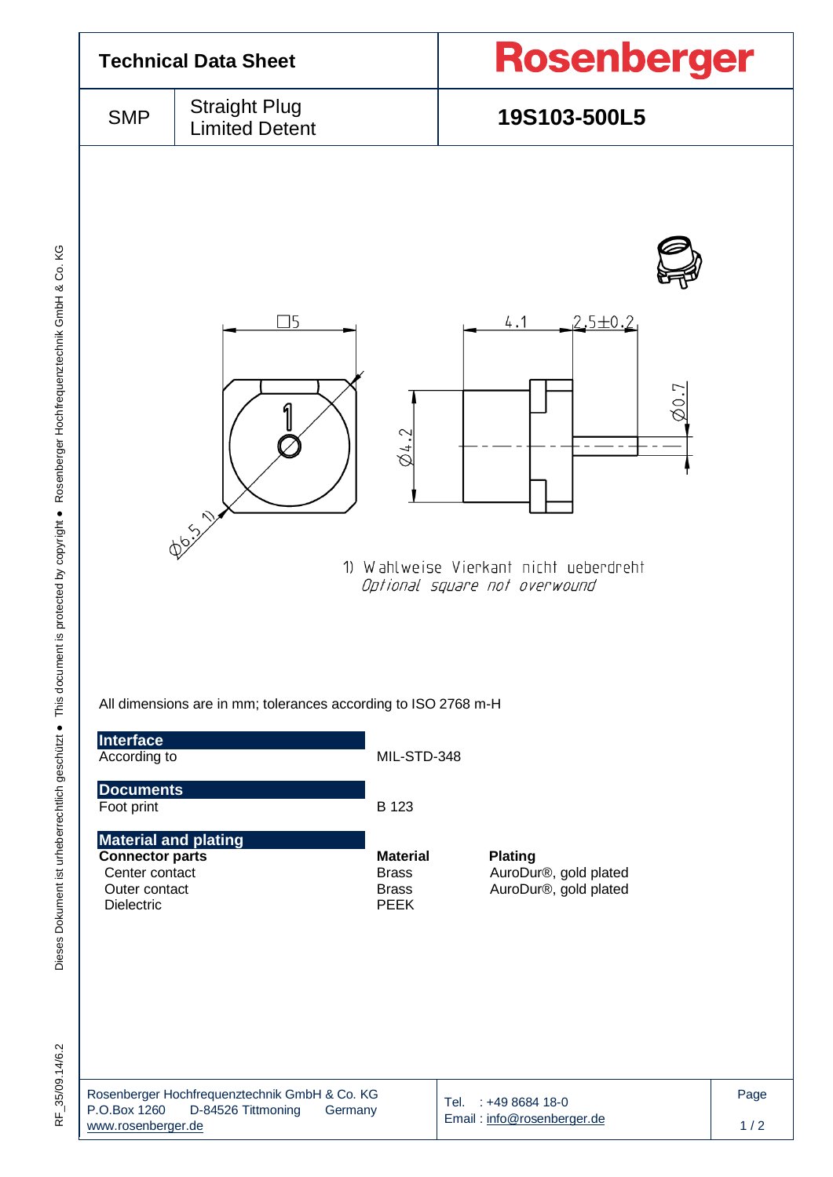# Technical Data Sheet

**Rosenberger**

| SMP | Straight Plug Limited Detent | 19S103-500L5 |
|---|---|---|

1) Wahlweise Vierkant nicht ueberdreht
*Optional square not overwound*

All dimensions are in mm; tolerances according to ISO 2768 m-H

## Interface

| According to | MIL-STD-348 |
|---|---|

## Documents

| Foot print | B 123 |
|---|---|

## Material and plating

| **Connector parts** | **Material** | **Plating** |
|---|---|---|
| Center contact | Brass | AuroDur®, gold plated |
| Outer contact | Brass | AuroDur®, gold plated |
| Dielectric | PEEK | |

Rosenberger Hochfrequenztechnik GmbH & Co. KG
P.O.Box 1260 D-84526 Tittmoning Germany
www.rosenberger.de

Tel. : +49 8684 18-0
Email : info@rosenberger.de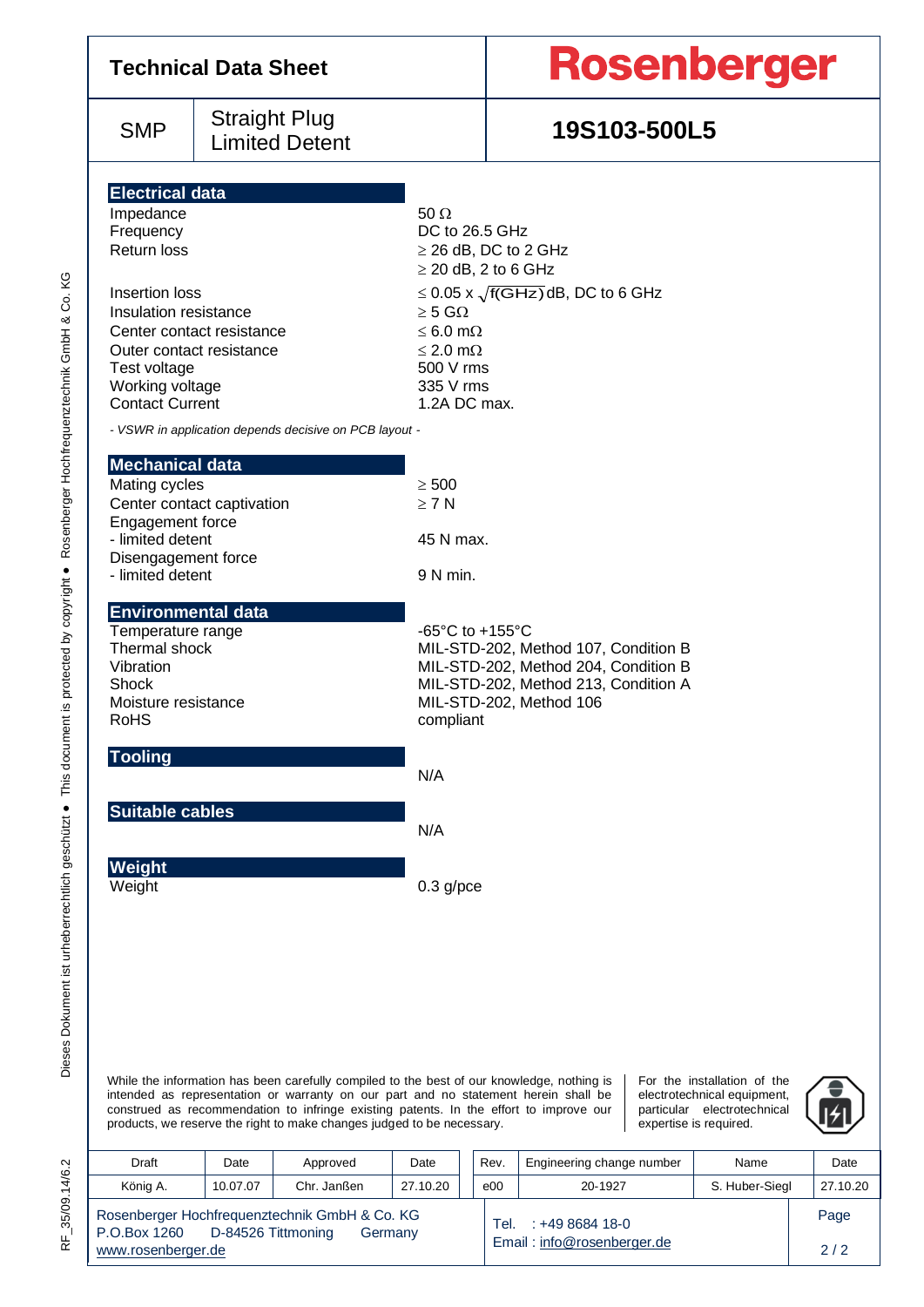# Technical Data Sheet

**Rosenberger**

| | | |
|---|---|---|
| SMP | Straight Plug Limited Detent | **19S103-500L5** |

## Electrical data

| | |
|---|---|
| Impedance | 50 Ω |
| Frequency | DC to 26.5 GHz |
| Return loss | ≥ 26 dB, DC to 2 GHz |
| | ≥ 20 dB, 2 to 6 GHz |
| Insertion loss | ≤ 0.05 x $\sqrt{f(GHz)}$ dB, DC to 6 GHz |
| Insulation resistance | ≥ 5 GΩ |
| Center contact resistance | ≤ 6.0 mΩ |
| Outer contact resistance | ≤ 2.0 mΩ |
| Test voltage | 500 V rms |
| Working voltage | 335 V rms |
| Contact Current | 1.2A DC max. |

*- VSWR in application depends decisive on PCB layout -*

## Mechanical data

| | |
|---|---|
| Mating cycles | ≥ 500 |
| Center contact captivation | ≥ 7 N |
| Engagement force | |
| - limited detent | 45 N max. |
| Disengagement force | |
| - limited detent | 9 N min. |

## Environmental data

| | |
|---|---|
| Temperature range | -65°C to +155°C |
| Thermal shock | MIL-STD-202, Method 107, Condition B |
| Vibration | MIL-STD-202, Method 204, Condition B |
| Shock | MIL-STD-202, Method 213, Condition A |
| Moisture resistance | MIL-STD-202, Method 106 |
| RoHS | compliant |

## Tooling

N/A

## Suitable cables

N/A

## Weight

| | |
|---|---|
| Weight | 0.3 g/pce |

While the information has been carefully compiled to the best of our knowledge, nothing is intended as representation or warranty on our part and no statement herein shall be construed as recommendation to infringe existing patents. In the effort to improve our products, we reserve the right to make changes judged to be necessary.

For the installation of the electrotechnical equipment, particular electrotechnical expertise is required.

| Draft | Date | Approved | Date | Rev. | Engineering change number | Name | Date |
|---|---|---|---|---|---|---|---|
| König A. | 10.07.07 | Chr. Janßen | 27.10.20 | e00 | 20-1927 | S. Huber-Siegl | 27.10.20 |

Rosenberger Hochfrequenztechnik GmbH & Co. KG
P.O.Box 1260 D-84526 Tittmoning Germany
www.rosenberger.de

Tel. : +49 8684 18-0
Email : info@rosenberger.de

RF_35/09.14/6.2

Dieses Dokument ist urheberrechtlich geschützt • This document is protected by copyright • Rosenberger Hochfrequenztechnik GmbH & Co. KG